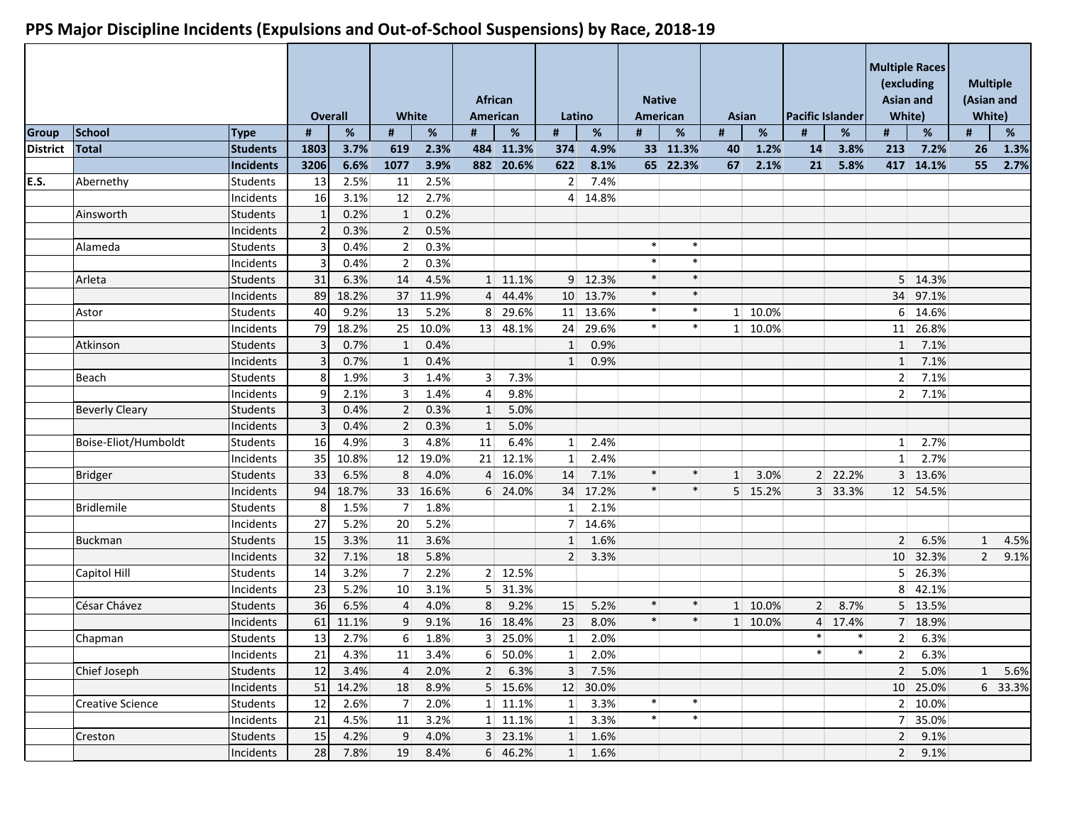# PPS Major Discipline Incidents (Expulsions and Out-of-School Suspensions) by Race, 2018-19

| | | | Overall | | White | | African American | | Latino | | Native American | | Asian | | Pacific Islander | | Multiple Races (excluding Asian and White) | | Multiple (Asian and White) | |
|---|---|---|---|---|---|---|---|---|---|---|---|---|---|---|---|---|---|---|---|---|
| **Group** | **School** | **Type** | **#** | **%** | **#** | **%** | **#** | **%** | **#** | **%** | **#** | **%** | **#** | **%** | **#** | **%** | **#** | **%** | **#** | **%** |
| **District** | **Total** | **Students** | **1803** | **3.7%** | **619** | **2.3%** | **484** | **11.3%** | **374** | **4.9%** | **33** | **11.3%** | **40** | **1.2%** | **14** | **3.8%** | **213** | **7.2%** | **26** | **1.3%** |
| | | **Incidents** | **3206** | **6.6%** | **1077** | **3.9%** | **882** | **20.6%** | **622** | **8.1%** | **65** | **22.3%** | **67** | **2.1%** | **21** | **5.8%** | **417** | **14.1%** | **55** | **2.7%** |
| E.S. | Abernethy | Students | 13 | 2.5% | 11 | 2.5% | | | 2 | 7.4% | | | | | | | | | | |
| | | Incidents | 16 | 3.1% | 12 | 2.7% | | | 4 | 14.8% | | | | | | | | | | |
| | Ainsworth | Students | 1 | 0.2% | 1 | 0.2% | | | | | | | | | | | | | | |
| | | Incidents | 2 | 0.3% | 2 | 0.5% | | | | | | | | | | | | | | |
| | Alameda | Students | 3 | 0.4% | 2 | 0.3% | | | | | * | * | | | | | | | | |
| | | Incidents | 3 | 0.4% | 2 | 0.3% | | | | | * | * | | | | | | | | |
| | Arleta | Students | 31 | 6.3% | 14 | 4.5% | 1 | 11.1% | 9 | 12.3% | * | * | | | | | 5 | 14.3% | | |
| | | Incidents | 89 | 18.2% | 37 | 11.9% | 4 | 44.4% | 10 | 13.7% | * | * | | | | | 34 | 97.1% | | |
| | Astor | Students | 40 | 9.2% | 13 | 5.2% | 8 | 29.6% | 11 | 13.6% | * | * | 1 | 10.0% | | | 6 | 14.6% | | |
| | | Incidents | 79 | 18.2% | 25 | 10.0% | 13 | 48.1% | 24 | 29.6% | * | * | 1 | 10.0% | | | 11 | 26.8% | | |
| | Atkinson | Students | 3 | 0.7% | 1 | 0.4% | | | 1 | 0.9% | | | | | | | 1 | 7.1% | | |
| | | Incidents | 3 | 0.7% | 1 | 0.4% | | | 1 | 0.9% | | | | | | | 1 | 7.1% | | |
| | Beach | Students | 8 | 1.9% | 3 | 1.4% | 3 | 7.3% | | | | | | | | | 2 | 7.1% | | |
| | | Incidents | 9 | 2.1% | 3 | 1.4% | 4 | 9.8% | | | | | | | | | 2 | 7.1% | | |
| | Beverly Cleary | Students | 3 | 0.4% | 2 | 0.3% | 1 | 5.0% | | | | | | | | | | | | |
| | | Incidents | 3 | 0.4% | 2 | 0.3% | 1 | 5.0% | | | | | | | | | | | | |
| | Boise-Eliot/Humboldt | Students | 16 | 4.9% | 3 | 4.8% | 11 | 6.4% | 1 | 2.4% | | | | | | | 1 | 2.7% | | |
| | | Incidents | 35 | 10.8% | 12 | 19.0% | 21 | 12.1% | 1 | 2.4% | | | | | | | 1 | 2.7% | | |
| | Bridger | Students | 33 | 6.5% | 8 | 4.0% | 4 | 16.0% | 14 | 7.1% | * | * | 1 | 3.0% | 2 | 22.2% | 3 | 13.6% | | |
| | | Incidents | 94 | 18.7% | 33 | 16.6% | 6 | 24.0% | 34 | 17.2% | * | * | 5 | 15.2% | 3 | 33.3% | 12 | 54.5% | | |
| | Bridlemile | Students | 8 | 1.5% | 7 | 1.8% | | | 1 | 2.1% | | | | | | | | | | |
| | | Incidents | 27 | 5.2% | 20 | 5.2% | | | 7 | 14.6% | | | | | | | | | | |
| | Buckman | Students | 15 | 3.3% | 11 | 3.6% | | | 1 | 1.6% | | | | | | | 2 | 6.5% | 1 | 4.5% |
| | | Incidents | 32 | 7.1% | 18 | 5.8% | | | 2 | 3.3% | | | | | | | 10 | 32.3% | 2 | 9.1% |
| | Capitol Hill | Students | 14 | 3.2% | 7 | 2.2% | 2 | 12.5% | | | | | | | | | 5 | 26.3% | | |
| | | Incidents | 23 | 5.2% | 10 | 3.1% | 5 | 31.3% | | | | | | | | | 8 | 42.1% | | |
| | César Chávez | Students | 36 | 6.5% | 4 | 4.0% | 8 | 9.2% | 15 | 5.2% | * | * | 1 | 10.0% | 2 | 8.7% | 5 | 13.5% | | |
| | | Incidents | 61 | 11.1% | 9 | 9.1% | 16 | 18.4% | 23 | 8.0% | * | * | 1 | 10.0% | 4 | 17.4% | 7 | 18.9% | | |
| | Chapman | Students | 13 | 2.7% | 6 | 1.8% | 3 | 25.0% | 1 | 2.0% | | | | | * | * | 2 | 6.3% | | |
| | | Incidents | 21 | 4.3% | 11 | 3.4% | 6 | 50.0% | 1 | 2.0% | | | | | * | * | 2 | 6.3% | | |
| | Chief Joseph | Students | 12 | 3.4% | 4 | 2.0% | 2 | 6.3% | 3 | 7.5% | | | | | | | 2 | 5.0% | 1 | 5.6% |
| | | Incidents | 51 | 14.2% | 18 | 8.9% | 5 | 15.6% | 12 | 30.0% | | | | | | | 10 | 25.0% | 6 | 33.3% |
| | Creative Science | Students | 12 | 2.6% | 7 | 2.0% | 1 | 11.1% | 1 | 3.3% | * | * | | | | | 2 | 10.0% | | |
| | | Incidents | 21 | 4.5% | 11 | 3.2% | 1 | 11.1% | 1 | 3.3% | * | * | | | | | 7 | 35.0% | | |
| | Creston | Students | 15 | 4.2% | 9 | 4.0% | 3 | 23.1% | 1 | 1.6% | | | | | | | 2 | 9.1% | | |
| | | Incidents | 28 | 7.8% | 19 | 8.4% | 6 | 46.2% | 1 | 1.6% | | | | | | | 2 | 9.1% | | |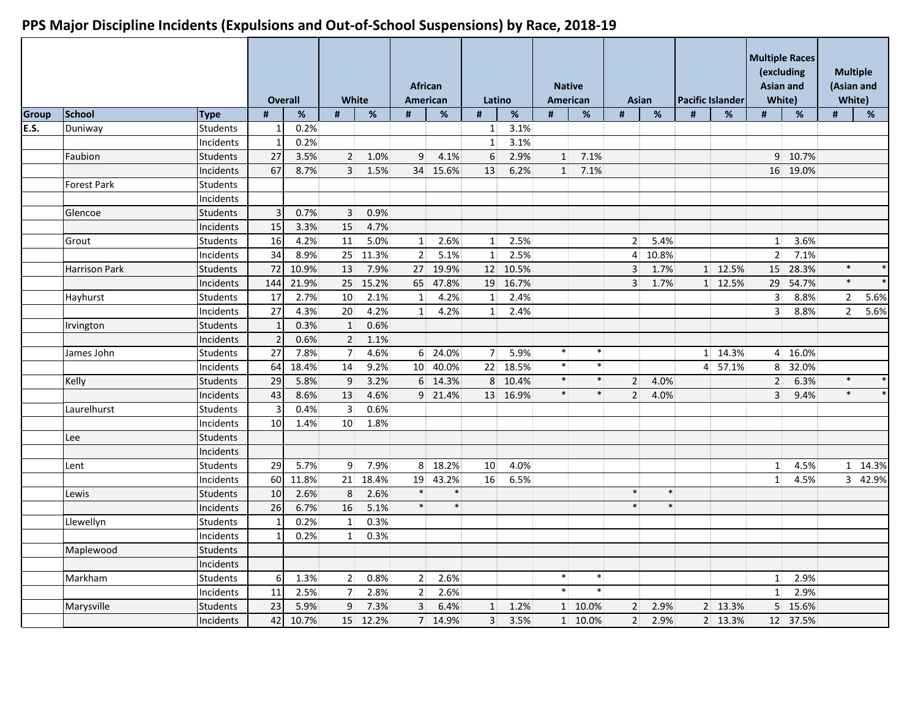# PPS Major Discipline Incidents (Expulsions and Out-of-School Suspensions) by Race, 2018-19

| | | | Overall | | White | | African American | | Latino | | Native American | | Asian | | Pacific Islander | | Multiple Races (excluding Asian and White) | | Multiple (Asian and White) | |
|---|---|---|---|---|---|---|---|---|---|---|---|---|---|---|---|---|---|---|---|---|
| Group | School | Type | # | % | # | % | # | % | # | % | # | % | # | % | # | % | # | % | # | % |
| E.S. | Duniway | Students | 1 | 0.2% | | | | | 1 | 3.1% | | | | | | | | | | |
| | | Incidents | 1 | 0.2% | | | | | 1 | 3.1% | | | | | | | | | | |
| | Faubion | Students | 27 | 3.5% | 2 | 1.0% | 9 | 4.1% | 6 | 2.9% | 1 | 7.1% | | | | | 9 | 10.7% | | |
| | | Incidents | 67 | 8.7% | 3 | 1.5% | 34 | 15.6% | 13 | 6.2% | 1 | 7.1% | | | | | 16 | 19.0% | | |
| | Forest Park | Students | | | | | | | | | | | | | | | | | | |
| | | Incidents | | | | | | | | | | | | | | | | | | |
| | Glencoe | Students | 3 | 0.7% | 3 | 0.9% | | | | | | | | | | | | | | |
| | | Incidents | 15 | 3.3% | 15 | 4.7% | | | | | | | | | | | | | | |
| | Grout | Students | 16 | 4.2% | 11 | 5.0% | 1 | 2.6% | 1 | 2.5% | | | 2 | 5.4% | | | 1 | 3.6% | | |
| | | Incidents | 34 | 8.9% | 25 | 11.3% | 2 | 5.1% | 1 | 2.5% | | | 4 | 10.8% | | | 2 | 7.1% | | |
| | Harrison Park | Students | 72 | 10.9% | 13 | 7.9% | 27 | 19.9% | 12 | 10.5% | | | 3 | 1.7% | 1 | 12.5% | 15 | 28.3% | * | * |
| | | Incidents | 144 | 21.9% | 25 | 15.2% | 65 | 47.8% | 19 | 16.7% | | | 3 | 1.7% | 1 | 12.5% | 29 | 54.7% | * | * |
| | Hayhurst | Students | 17 | 2.7% | 10 | 2.1% | 1 | 4.2% | 1 | 2.4% | | | | | | | 3 | 8.8% | 2 | 5.6% |
| | | Incidents | 27 | 4.3% | 20 | 4.2% | 1 | 4.2% | 1 | 2.4% | | | | | | | 3 | 8.8% | 2 | 5.6% |
| | Irvington | Students | 1 | 0.3% | 1 | 0.6% | | | | | | | | | | | | | | |
| | | Incidents | 2 | 0.6% | 2 | 1.1% | | | | | | | | | | | | | | |
| | James John | Students | 27 | 7.8% | 7 | 4.6% | 6 | 24.0% | 7 | 5.9% | * | * | | | 1 | 14.3% | 4 | 16.0% | | |
| | | Incidents | 64 | 18.4% | 14 | 9.2% | 10 | 40.0% | 22 | 18.5% | * | * | | | 4 | 57.1% | 8 | 32.0% | | |
| | Kelly | Students | 29 | 5.8% | 9 | 3.2% | 6 | 14.3% | 8 | 10.4% | * | * | 2 | 4.0% | | | 2 | 6.3% | * | * |
| | | Incidents | 43 | 8.6% | 13 | 4.6% | 9 | 21.4% | 13 | 16.9% | * | * | 2 | 4.0% | | | 3 | 9.4% | * | * |
| | Laurelhurst | Students | 3 | 0.4% | 3 | 0.6% | | | | | | | | | | | | | | |
| | | Incidents | 10 | 1.4% | 10 | 1.8% | | | | | | | | | | | | | | |
| | Lee | Students | | | | | | | | | | | | | | | | | | |
| | | Incidents | | | | | | | | | | | | | | | | | | |
| | Lent | Students | 29 | 5.7% | 9 | 7.9% | 8 | 18.2% | 10 | 4.0% | | | | | | | 1 | 4.5% | 1 | 14.3% |
| | | Incidents | 60 | 11.8% | 21 | 18.4% | 19 | 43.2% | 16 | 6.5% | | | | | | | 1 | 4.5% | 3 | 42.9% |
| | Lewis | Students | 10 | 2.6% | 8 | 2.6% | * | * | | | | | * | * | | | | | | |
| | | Incidents | 26 | 6.7% | 16 | 5.1% | * | * | | | | | * | * | | | | | | |
| | Llewellyn | Students | 1 | 0.2% | 1 | 0.3% | | | | | | | | | | | | | | |
| | | Incidents | 1 | 0.2% | 1 | 0.3% | | | | | | | | | | | | | | |
| | Maplewood | Students | | | | | | | | | | | | | | | | | | |
| | | Incidents | | | | | | | | | | | | | | | | | | |
| | Markham | Students | 6 | 1.3% | 2 | 0.8% | 2 | 2.6% | | | * | * | | | | | 1 | 2.9% | | |
| | | Incidents | 11 | 2.5% | 7 | 2.8% | 2 | 2.6% | | | * | * | | | | | 1 | 2.9% | | |
| | Marysville | Students | 23 | 5.9% | 9 | 7.3% | 3 | 6.4% | 1 | 1.2% | 1 | 10.0% | 2 | 2.9% | 2 | 13.3% | 5 | 15.6% | | |
| | | Incidents | 42 | 10.7% | 15 | 12.2% | 7 | 14.9% | 3 | 3.5% | 1 | 10.0% | 2 | 2.9% | 2 | 13.3% | 12 | 37.5% | | |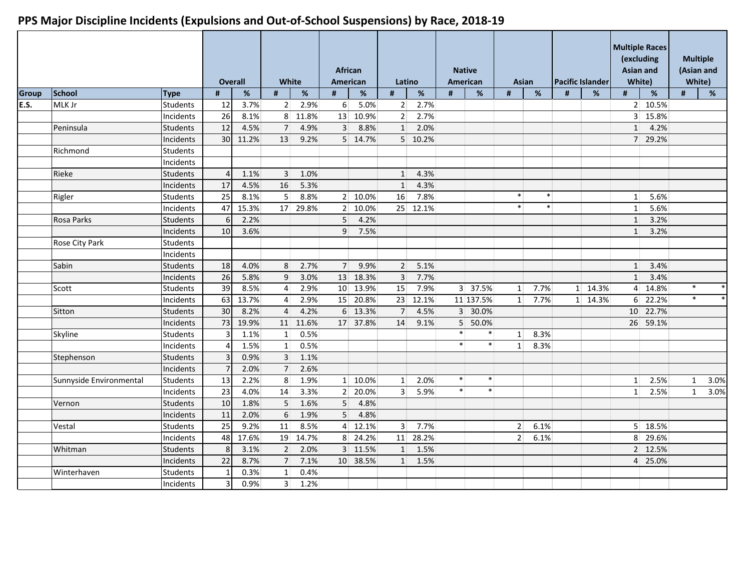## PPS Major Discipline Incidents (Expulsions and Out-of-School Suspensions) by Race, 2018-19

| | | | Overall | | White | | African American | | Latino | | Native American | | Asian | | Pacific Islander | | Multiple Races (excluding Asian and White) | | Multiple (Asian and White) | |
|---|---|---|---|---|---|---|---|---|---|---|---|---|---|---|---|---|---|---|---|---|
| **Group** | **School** | **Type** | **#** | **%** | **#** | **%** | **#** | **%** | **#** | **%** | **#** | **%** | **#** | **%** | **#** | **%** | **#** | **%** | **#** | **%** |
| **E.S.** | MLK Jr | Students | 12 | 3.7% | 2 | 2.9% | 6 | 5.0% | 2 | 2.7% | | | | | | | 2 | 10.5% | | |
| | | Incidents | 26 | 8.1% | 8 | 11.8% | 13 | 10.9% | 2 | 2.7% | | | | | | | 3 | 15.8% | | |
| | Peninsula | Students | 12 | 4.5% | 7 | 4.9% | 3 | 8.8% | 1 | 2.0% | | | | | | | 1 | 4.2% | | |
| | | Incidents | 30 | 11.2% | 13 | 9.2% | 5 | 14.7% | 5 | 10.2% | | | | | | | 7 | 29.2% | | |
| | Richmond | Students | | | | | | | | | | | | | | | | | | |
| | | Incidents | | | | | | | | | | | | | | | | | | |
| | Rieke | Students | 4 | 1.1% | 3 | 1.0% | | | 1 | 4.3% | | | | | | | | | | |
| | | Incidents | 17 | 4.5% | 16 | 5.3% | | | 1 | 4.3% | | | | | | | | | | |
| | Rigler | Students | 25 | 8.1% | 5 | 8.8% | 2 | 10.0% | 16 | 7.8% | | | * | * | | | 1 | 5.6% | | |
| | | Incidents | 47 | 15.3% | 17 | 29.8% | 2 | 10.0% | 25 | 12.1% | | | * | * | | | 1 | 5.6% | | |
| | Rosa Parks | Students | 6 | 2.2% | | | 5 | 4.2% | | | | | | | | | 1 | 3.2% | | |
| | | Incidents | 10 | 3.6% | | | 9 | 7.5% | | | | | | | | | 1 | 3.2% | | |
| | Rose City Park | Students | | | | | | | | | | | | | | | | | | |
| | | Incidents | | | | | | | | | | | | | | | | | | |
| | Sabin | Students | 18 | 4.0% | 8 | 2.7% | 7 | 9.9% | 2 | 5.1% | | | | | | | 1 | 3.4% | | |
| | | Incidents | 26 | 5.8% | 9 | 3.0% | 13 | 18.3% | 3 | 7.7% | | | | | | | 1 | 3.4% | | |
| | Scott | Students | 39 | 8.5% | 4 | 2.9% | 10 | 13.9% | 15 | 7.9% | 3 | 37.5% | 1 | 7.7% | 1 | 14.3% | 4 | 14.8% | * | * |
| | | Incidents | 63 | 13.7% | 4 | 2.9% | 15 | 20.8% | 23 | 12.1% | 11 | 137.5% | 1 | 7.7% | 1 | 14.3% | 6 | 22.2% | * | * |
| | Sitton | Students | 30 | 8.2% | 4 | 4.2% | 6 | 13.3% | 7 | 4.5% | 3 | 30.0% | | | | | 10 | 22.7% | | |
| | | Incidents | 73 | 19.9% | 11 | 11.6% | 17 | 37.8% | 14 | 9.1% | 5 | 50.0% | | | | | 26 | 59.1% | | |
| | Skyline | Students | 3 | 1.1% | 1 | 0.5% | | | | | * | * | 1 | 8.3% | | | | | | |
| | | Incidents | 4 | 1.5% | 1 | 0.5% | | | | | * | * | 1 | 8.3% | | | | | | |
| | Stephenson | Students | 3 | 0.9% | 3 | 1.1% | | | | | | | | | | | | | | |
| | | Incidents | 7 | 2.0% | 7 | 2.6% | | | | | | | | | | | | | | |
| | Sunnyside Environmental | Students | 13 | 2.2% | 8 | 1.9% | 1 | 10.0% | 1 | 2.0% | * | * | | | | | 1 | 2.5% | 1 | 3.0% |
| | | Incidents | 23 | 4.0% | 14 | 3.3% | 2 | 20.0% | 3 | 5.9% | * | * | | | | | 1 | 2.5% | 1 | 3.0% |
| | Vernon | Students | 10 | 1.8% | 5 | 1.6% | 5 | 4.8% | | | | | | | | | | | | |
| | | Incidents | 11 | 2.0% | 6 | 1.9% | 5 | 4.8% | | | | | | | | | | | | |
| | Vestal | Students | 25 | 9.2% | 11 | 8.5% | 4 | 12.1% | 3 | 7.7% | | | 2 | 6.1% | | | 5 | 18.5% | | |
| | | Incidents | 48 | 17.6% | 19 | 14.7% | 8 | 24.2% | 11 | 28.2% | | | 2 | 6.1% | | | 8 | 29.6% | | |
| | Whitman | Students | 8 | 3.1% | 2 | 2.0% | 3 | 11.5% | 1 | 1.5% | | | | | | | 2 | 12.5% | | |
| | | Incidents | 22 | 8.7% | 7 | 7.1% | 10 | 38.5% | 1 | 1.5% | | | | | | | 4 | 25.0% | | |
| | Winterhaven | Students | 1 | 0.3% | 1 | 0.4% | | | | | | | | | | | | | | |
| | | Incidents | 3 | 0.9% | 3 | 1.2% | | | | | | | | | | | | | | |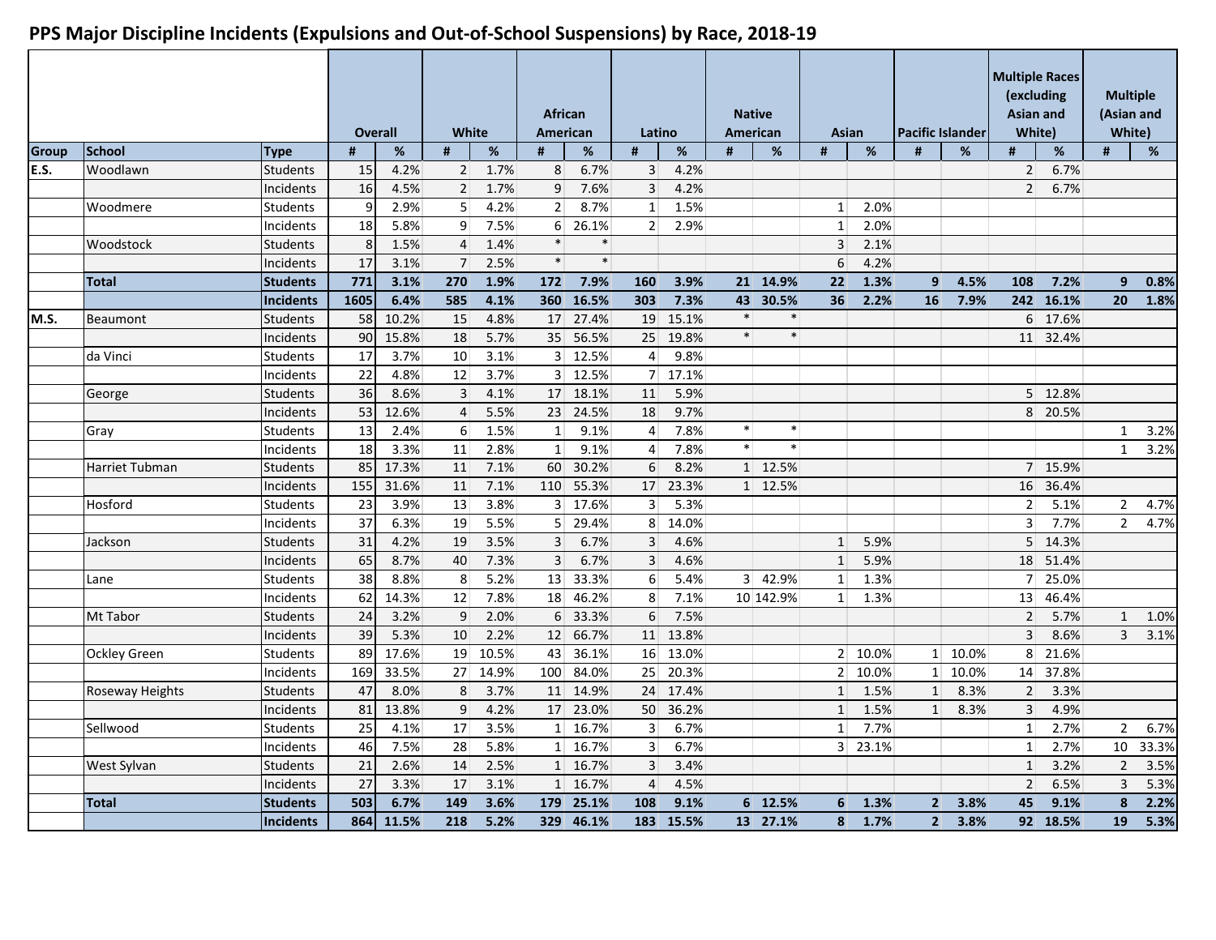## PPS Major Discipline Incidents (Expulsions and Out-of-School Suspensions) by Race, 2018-19

| | | | Overall | | White | | African American | | Latino | | Native American | | Asian | | Pacific Islander | | Multiple Races (excluding Asian and White) | | Multiple (Asian and White) | |
|---|---|---|---|---|---|---|---|---|---|---|---|---|---|---|---|---|---|---|---|---|
| **Group** | **School** | **Type** | **#** | **%** | **#** | **%** | **#** | **%** | **#** | **%** | **#** | **%** | **#** | **%** | **#** | **%** | **#** | **%** | **#** | **%** |
| E.S. | Woodlawn | Students | 15 | 4.2% | 2 | 1.7% | 8 | 6.7% | 3 | 4.2% | | | | | | | 2 | 6.7% | | |
| | | Incidents | 16 | 4.5% | 2 | 1.7% | 9 | 7.6% | 3 | 4.2% | | | | | | | 2 | 6.7% | | |
| | Woodmere | Students | 9 | 2.9% | 5 | 4.2% | 2 | 8.7% | 1 | 1.5% | | | 1 | 2.0% | | | | | | |
| | | Incidents | 18 | 5.8% | 9 | 7.5% | 6 | 26.1% | 2 | 2.9% | | | 1 | 2.0% | | | | | | |
| | Woodstock | Students | 8 | 1.5% | 4 | 1.4% | * | * | | | | | 3 | 2.1% | | | | | | |
| | | Incidents | 17 | 3.1% | 7 | 2.5% | * | * | | | | | 6 | 4.2% | | | | | | |
| | **Total** | **Students** | **771** | **3.1%** | **270** | **1.9%** | **172** | **7.9%** | **160** | **3.9%** | **21** | **14.9%** | **22** | **1.3%** | **9** | **4.5%** | **108** | **7.2%** | **9** | **0.8%** |
| | | **Incidents** | **1605** | **6.4%** | **585** | **4.1%** | **360** | **16.5%** | **303** | **7.3%** | **43** | **30.5%** | **36** | **2.2%** | **16** | **7.9%** | **242** | **16.1%** | **20** | **1.8%** |
| M.S. | Beaumont | Students | 58 | 10.2% | 15 | 4.8% | 17 | 27.4% | 19 | 15.1% | * | * | | | | | 6 | 17.6% | | |
| | | Incidents | 90 | 15.8% | 18 | 5.7% | 35 | 56.5% | 25 | 19.8% | * | * | | | | | 11 | 32.4% | | |
| | da Vinci | Students | 17 | 3.7% | 10 | 3.1% | 3 | 12.5% | 4 | 9.8% | | | | | | | | | | |
| | | Incidents | 22 | 4.8% | 12 | 3.7% | 3 | 12.5% | 7 | 17.1% | | | | | | | | | | |
| | George | Students | 36 | 8.6% | 3 | 4.1% | 17 | 18.1% | 11 | 5.9% | | | | | | | 5 | 12.8% | | |
| | | Incidents | 53 | 12.6% | 4 | 5.5% | 23 | 24.5% | 18 | 9.7% | | | | | | | 8 | 20.5% | | |
| | Gray | Students | 13 | 2.4% | 6 | 1.5% | 1 | 9.1% | 4 | 7.8% | * | * | | | | | | | 1 | 3.2% |
| | | Incidents | 18 | 3.3% | 11 | 2.8% | 1 | 9.1% | 4 | 7.8% | * | * | | | | | | | 1 | 3.2% |
| | Harriet Tubman | Students | 85 | 17.3% | 11 | 7.1% | 60 | 30.2% | 6 | 8.2% | 1 | 12.5% | | | | | 7 | 15.9% | | |
| | | Incidents | 155 | 31.6% | 11 | 7.1% | 110 | 55.3% | 17 | 23.3% | 1 | 12.5% | | | | | 16 | 36.4% | | |
| | Hosford | Students | 23 | 3.9% | 13 | 3.8% | 3 | 17.6% | 3 | 5.3% | | | | | | | 2 | 5.1% | 2 | 4.7% |
| | | Incidents | 37 | 6.3% | 19 | 5.5% | 5 | 29.4% | 8 | 14.0% | | | | | | | 3 | 7.7% | 2 | 4.7% |
| | Jackson | Students | 31 | 4.2% | 19 | 3.5% | 3 | 6.7% | 3 | 4.6% | | | 1 | 5.9% | | | 5 | 14.3% | | |
| | | Incidents | 65 | 8.7% | 40 | 7.3% | 3 | 6.7% | 3 | 4.6% | | | 1 | 5.9% | | | 18 | 51.4% | | |
| | Lane | Students | 38 | 8.8% | 8 | 5.2% | 13 | 33.3% | 6 | 5.4% | 3 | 42.9% | 1 | 1.3% | | | 7 | 25.0% | | |
| | | Incidents | 62 | 14.3% | 12 | 7.8% | 18 | 46.2% | 8 | 7.1% | 10 | 142.9% | 1 | 1.3% | | | 13 | 46.4% | | |
| | Mt Tabor | Students | 24 | 3.2% | 9 | 2.0% | 6 | 33.3% | 6 | 7.5% | | | | | | | 2 | 5.7% | 1 | 1.0% |
| | | Incidents | 39 | 5.3% | 10 | 2.2% | 12 | 66.7% | 11 | 13.8% | | | | | | | 3 | 8.6% | 3 | 3.1% |
| | Ockley Green | Students | 89 | 17.6% | 19 | 10.5% | 43 | 36.1% | 16 | 13.0% | | | 2 | 10.0% | 1 | 10.0% | 8 | 21.6% | | |
| | | Incidents | 169 | 33.5% | 27 | 14.9% | 100 | 84.0% | 25 | 20.3% | | | 2 | 10.0% | 1 | 10.0% | 14 | 37.8% | | |
| | Roseway Heights | Students | 47 | 8.0% | 8 | 3.7% | 11 | 14.9% | 24 | 17.4% | | | 1 | 1.5% | 1 | 8.3% | 2 | 3.3% | | |
| | | Incidents | 81 | 13.8% | 9 | 4.2% | 17 | 23.0% | 50 | 36.2% | | | 1 | 1.5% | 1 | 8.3% | 3 | 4.9% | | |
| | Sellwood | Students | 25 | 4.1% | 17 | 3.5% | 1 | 16.7% | 3 | 6.7% | | | 1 | 7.7% | | | 1 | 2.7% | 2 | 6.7% |
| | | Incidents | 46 | 7.5% | 28 | 5.8% | 1 | 16.7% | 3 | 6.7% | | | 3 | 23.1% | | | 1 | 2.7% | 10 | 33.3% |
| | West Sylvan | Students | 21 | 2.6% | 14 | 2.5% | 1 | 16.7% | 3 | 3.4% | | | | | | | 1 | 3.2% | 2 | 3.5% |
| | | Incidents | 27 | 3.3% | 17 | 3.1% | 1 | 16.7% | 4 | 4.5% | | | | | | | 2 | 6.5% | 3 | 5.3% |
| | **Total** | **Students** | **503** | **6.7%** | **149** | **3.6%** | **179** | **25.1%** | **108** | **9.1%** | **6** | **12.5%** | **6** | **1.3%** | **2** | **3.8%** | **45** | **9.1%** | **8** | **2.2%** |
| | | **Incidents** | **864** | **11.5%** | **218** | **5.2%** | **329** | **46.1%** | **183** | **15.5%** | **13** | **27.1%** | **8** | **1.7%** | **2** | **3.8%** | **92** | **18.5%** | **19** | **5.3%** |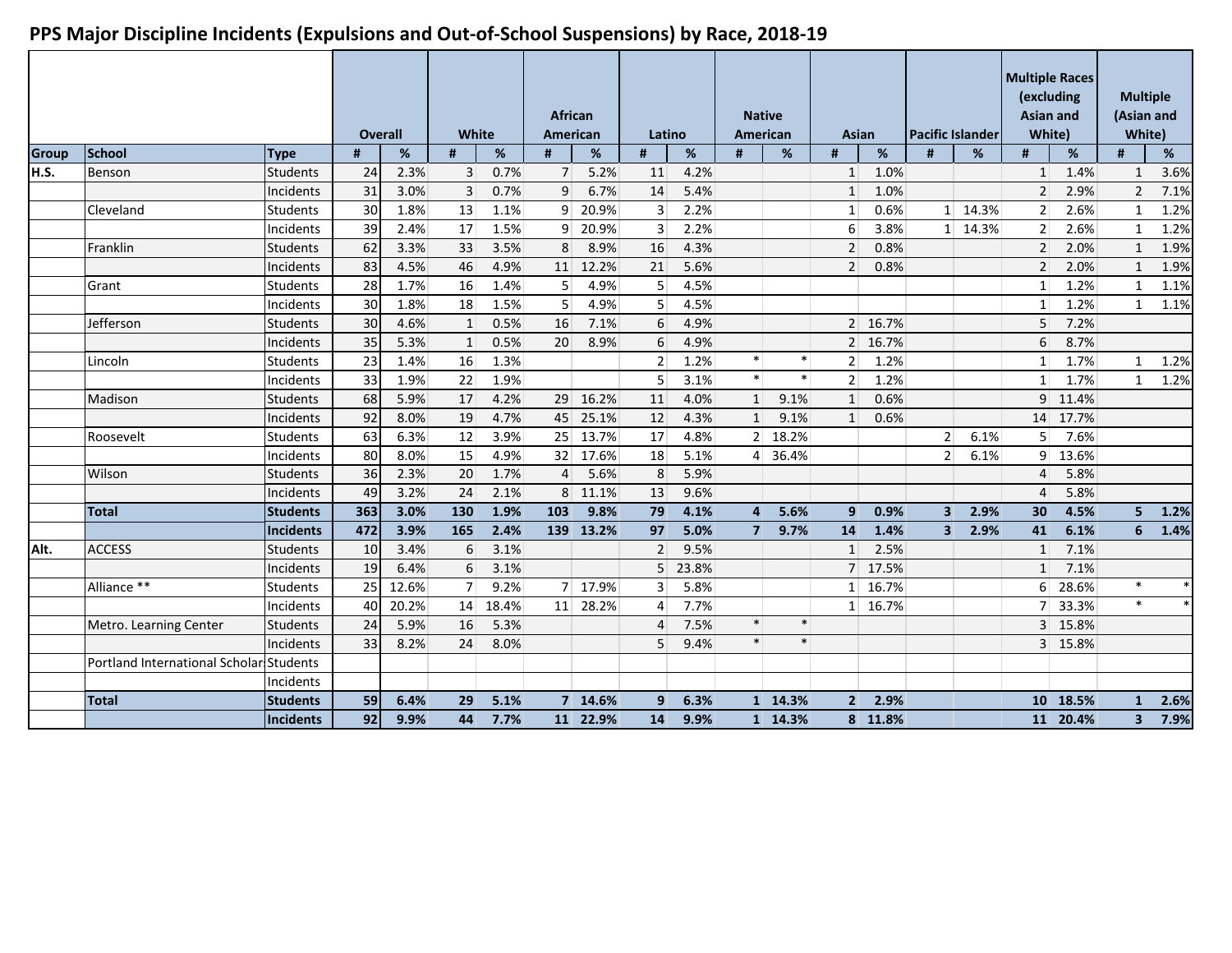# PPS Major Discipline Incidents (Expulsions and Out-of-School Suspensions) by Race, 2018-19

| Group | School | Type | Overall | | White | | African American | | Latino | | Native American | | Asian | | Pacific Islander | | Multiple Races (excluding Asian and White) | | Multiple (Asian and White) | |
|---|---|---|---|---|---|---|---|---|---|---|---|---|---|---|---|---|---|---|---|---|
| | | | # | % | # | % | # | % | # | % | # | % | # | % | # | % | # | % | # | % |
| H.S. | Benson | Students | 24 | 2.3% | 3 | 0.7% | 7 | 5.2% | 11 | 4.2% | | | 1 | 1.0% | | | 1 | 1.4% | 1 | 3.6% |
| | | Incidents | 31 | 3.0% | 3 | 0.7% | 9 | 6.7% | 14 | 5.4% | | | 1 | 1.0% | | | 2 | 2.9% | 2 | 7.1% |
| | Cleveland | Students | 30 | 1.8% | 13 | 1.1% | 9 | 20.9% | 3 | 2.2% | | | 1 | 0.6% | 1 | 14.3% | 2 | 2.6% | 1 | 1.2% |
| | | Incidents | 39 | 2.4% | 17 | 1.5% | 9 | 20.9% | 3 | 2.2% | | | 6 | 3.8% | 1 | 14.3% | 2 | 2.6% | 1 | 1.2% |
| | Franklin | Students | 62 | 3.3% | 33 | 3.5% | 8 | 8.9% | 16 | 4.3% | | | 2 | 0.8% | | | 2 | 2.0% | 1 | 1.9% |
| | | Incidents | 83 | 4.5% | 46 | 4.9% | 11 | 12.2% | 21 | 5.6% | | | 2 | 0.8% | | | 2 | 2.0% | 1 | 1.9% |
| | Grant | Students | 28 | 1.7% | 16 | 1.4% | 5 | 4.9% | 5 | 4.5% | | | | | | | 1 | 1.2% | 1 | 1.1% |
| | | Incidents | 30 | 1.8% | 18 | 1.5% | 5 | 4.9% | 5 | 4.5% | | | | | | | 1 | 1.2% | 1 | 1.1% |
| | Jefferson | Students | 30 | 4.6% | 1 | 0.5% | 16 | 7.1% | 6 | 4.9% | | | 2 | 16.7% | | | 5 | 7.2% | | |
| | | Incidents | 35 | 5.3% | 1 | 0.5% | 20 | 8.9% | 6 | 4.9% | | | 2 | 16.7% | | | 6 | 8.7% | | |
| | Lincoln | Students | 23 | 1.4% | 16 | 1.3% | | | 2 | 1.2% | * | * | 2 | 1.2% | | | 1 | 1.7% | 1 | 1.2% |
| | | Incidents | 33 | 1.9% | 22 | 1.9% | | | 5 | 3.1% | * | * | 2 | 1.2% | | | 1 | 1.7% | 1 | 1.2% |
| | Madison | Students | 68 | 5.9% | 17 | 4.2% | 29 | 16.2% | 11 | 4.0% | 1 | 9.1% | 1 | 0.6% | | | 9 | 11.4% | | |
| | | Incidents | 92 | 8.0% | 19 | 4.7% | 45 | 25.1% | 12 | 4.3% | 1 | 9.1% | 1 | 0.6% | | | 14 | 17.7% | | |
| | Roosevelt | Students | 63 | 6.3% | 12 | 3.9% | 25 | 13.7% | 17 | 4.8% | 2 | 18.2% | | | 2 | 6.1% | 5 | 7.6% | | |
| | | Incidents | 80 | 8.0% | 15 | 4.9% | 32 | 17.6% | 18 | 5.1% | 4 | 36.4% | | | 2 | 6.1% | 9 | 13.6% | | |
| | Wilson | Students | 36 | 2.3% | 20 | 1.7% | 4 | 5.6% | 8 | 5.9% | | | | | | | 4 | 5.8% | | |
| | | Incidents | 49 | 3.2% | 24 | 2.1% | 8 | 11.1% | 13 | 9.6% | | | | | | | 4 | 5.8% | | |
| | **Total** | **Students** | **363** | **3.0%** | **130** | **1.9%** | **103** | **9.8%** | **79** | **4.1%** | **4** | **5.6%** | **9** | **0.9%** | **3** | **2.9%** | **30** | **4.5%** | **5** | **1.2%** |
| | | **Incidents** | **472** | **3.9%** | **165** | **2.4%** | **139** | **13.2%** | **97** | **5.0%** | **7** | **9.7%** | **14** | **1.4%** | **3** | **2.9%** | **41** | **6.1%** | **6** | **1.4%** |
| Alt. | ACCESS | Students | 10 | 3.4% | 6 | 3.1% | | | 2 | 9.5% | | | 1 | 2.5% | | | 1 | 7.1% | | |
| | | Incidents | 19 | 6.4% | 6 | 3.1% | | | 5 | 23.8% | | | 7 | 17.5% | | | 1 | 7.1% | | |
| | Alliance ** | Students | 25 | 12.6% | 7 | 9.2% | 7 | 17.9% | 3 | 5.8% | | | 1 | 16.7% | | | 6 | 28.6% | * | * |
| | | Incidents | 40 | 20.2% | 14 | 18.4% | 11 | 28.2% | 4 | 7.7% | | | 1 | 16.7% | | | 7 | 33.3% | * | * |
| | Metro. Learning Center | Students | 24 | 5.9% | 16 | 5.3% | | | 4 | 7.5% | * | * | | | | | 3 | 15.8% | | |
| | | Incidents | 33 | 8.2% | 24 | 8.0% | | | 5 | 9.4% | * | * | | | | | 3 | 15.8% | | |
| | Portland International Scholars | Students | | | | | | | | | | | | | | | | | | |
| | | Incidents | | | | | | | | | | | | | | | | | | |
| | **Total** | **Students** | **59** | **6.4%** | **29** | **5.1%** | **7** | **14.6%** | **9** | **6.3%** | **1** | **14.3%** | **2** | **2.9%** | | | **10** | **18.5%** | **1** | **2.6%** |
| | | **Incidents** | **92** | **9.9%** | **44** | **7.7%** | **11** | **22.9%** | **14** | **9.9%** | **1** | **14.3%** | **8** | **11.8%** | | | **11** | **20.4%** | **3** | **7.9%** |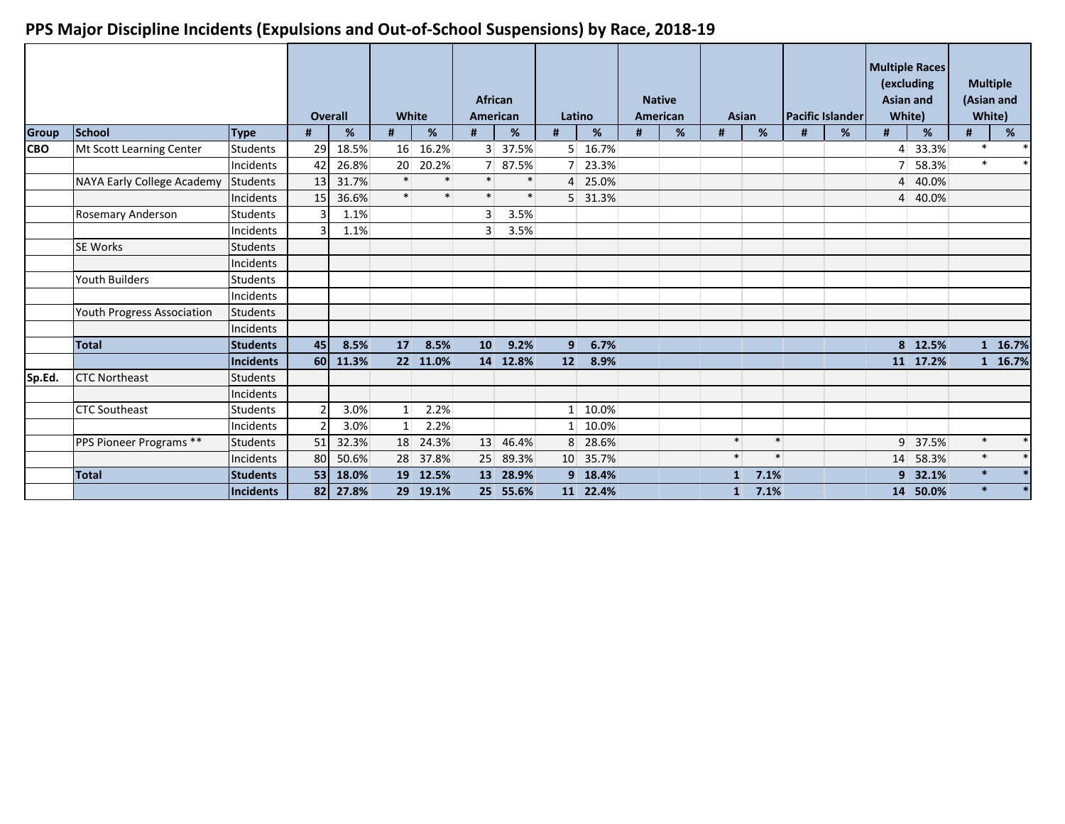## PPS Major Discipline Incidents (Expulsions and Out-of-School Suspensions) by Race, 2018-19

| | | | Overall | | White | | African American | | Latino | | Native American | | Asian | | Pacific Islander | | Multiple Races (excluding Asian and White) | | Multiple (Asian and White) | |
|---|---|---|---|---|---|---|---|---|---|---|---|---|---|---|---|---|---|---|---|---|
| **Group** | **School** | **Type** | **#** | **%** | **#** | **%** | **#** | **%** | **#** | **%** | **#** | **%** | **#** | **%** | **#** | **%** | **#** | **%** | **#** | **%** |
| **CBO** | Mt Scott Learning Center | Students | 29 | 18.5% | 16 | 16.2% | 3 | 37.5% | 5 | 16.7% | | | | | | | 4 | 33.3% | * | * |
| | | Incidents | 42 | 26.8% | 20 | 20.2% | 7 | 87.5% | 7 | 23.3% | | | | | | | 7 | 58.3% | * | * |
| | NAYA Early College Academy | Students | 13 | 31.7% | * | * | * | * | 4 | 25.0% | | | | | | | 4 | 40.0% | | |
| | | Incidents | 15 | 36.6% | * | * | * | * | 5 | 31.3% | | | | | | | 4 | 40.0% | | |
| | Rosemary Anderson | Students | 3 | 1.1% | | | 3 | 3.5% | | | | | | | | | | | | |
| | | Incidents | 3 | 1.1% | | | 3 | 3.5% | | | | | | | | | | | | |
| | SE Works | Students | | | | | | | | | | | | | | | | | | |
| | | Incidents | | | | | | | | | | | | | | | | | | |
| | Youth Builders | Students | | | | | | | | | | | | | | | | | | |
| | | Incidents | | | | | | | | | | | | | | | | | | |
| | Youth Progress Association | Students | | | | | | | | | | | | | | | | | | |
| | | Incidents | | | | | | | | | | | | | | | | | | |
| | **Total** | **Students** | **45** | **8.5%** | **17** | **8.5%** | **10** | **9.2%** | **9** | **6.7%** | | | | | | | **8** | **12.5%** | **1** | **16.7%** |
| | | **Incidents** | **60** | **11.3%** | **22** | **11.0%** | **14** | **12.8%** | **12** | **8.9%** | | | | | | | **11** | **17.2%** | **1** | **16.7%** |
| **Sp.Ed.** | CTC Northeast | Students | | | | | | | | | | | | | | | | | | |
| | | Incidents | | | | | | | | | | | | | | | | | | |
| | CTC Southeast | Students | 2 | 3.0% | 1 | 2.2% | | | 1 | 10.0% | | | | | | | | | | |
| | | Incidents | 2 | 3.0% | 1 | 2.2% | | | 1 | 10.0% | | | | | | | | | | |
| | PPS Pioneer Programs ** | Students | 51 | 32.3% | 18 | 24.3% | 13 | 46.4% | 8 | 28.6% | | | * | * | | | 9 | 37.5% | * | * |
| | | Incidents | 80 | 50.6% | 28 | 37.8% | 25 | 89.3% | 10 | 35.7% | | | * | * | | | 14 | 58.3% | * | * |
| | **Total** | **Students** | **53** | **18.0%** | **19** | **12.5%** | **13** | **28.9%** | **9** | **18.4%** | | | **1** | **7.1%** | | | **9** | **32.1%** | * | * |
| | | **Incidents** | **82** | **27.8%** | **29** | **19.1%** | **25** | **55.6%** | **11** | **22.4%** | | | **1** | **7.1%** | | | **14** | **50.0%** | * | * |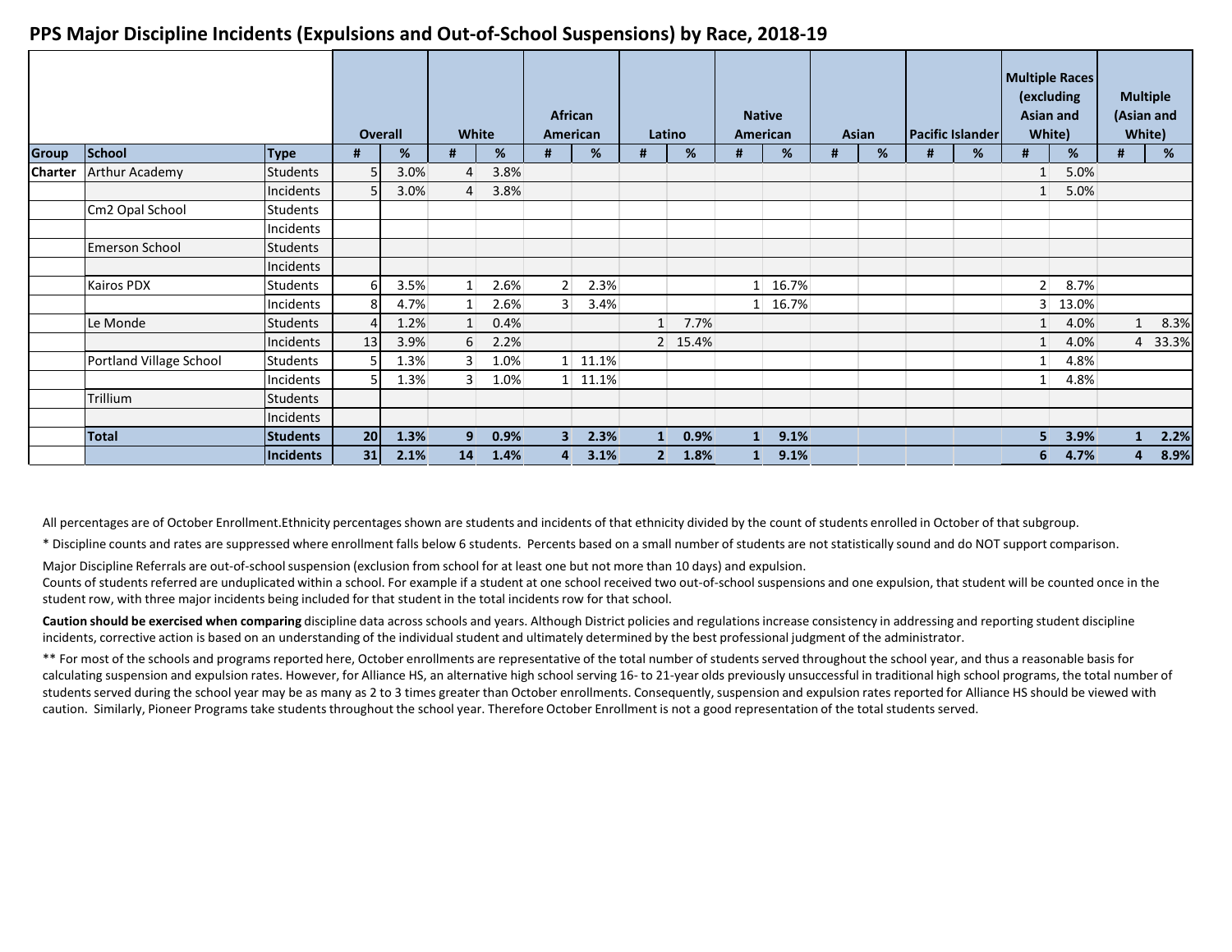## PPS Major Discipline Incidents (Expulsions and Out-of-School Suspensions) by Race, 2018-19

| | | | Overall | | White | | African American | | Latino | | Native American | | Asian | | Pacific Islander | | Multiple Races (excluding Asian and White) | | Multiple (Asian and White) | |
|---|---|---|---|---|---|---|---|---|---|---|---|---|---|---|---|---|---|---|---|---|
| **Group** | **School** | **Type** | **#** | **%** | **#** | **%** | **#** | **%** | **#** | **%** | **#** | **%** | **#** | **%** | **#** | **%** | **#** | **%** | **#** | **%** |
| **Charter** | Arthur Academy | Students | 5 | 3.0% | 4 | 3.8% | | | | | | | | | | | 1 | 5.0% | | |
| | | Incidents | 5 | 3.0% | 4 | 3.8% | | | | | | | | | | | 1 | 5.0% | | |
| | Cm2 Opal School | Students | | | | | | | | | | | | | | | | | | |
| | | Incidents | | | | | | | | | | | | | | | | | | |
| | Emerson School | Students | | | | | | | | | | | | | | | | | | |
| | | Incidents | | | | | | | | | | | | | | | | | | |
| | Kairos PDX | Students | 6 | 3.5% | 1 | 2.6% | 2 | 2.3% | | | 1 | 16.7% | | | | | 2 | 8.7% | | |
| | | Incidents | 8 | 4.7% | 1 | 2.6% | 3 | 3.4% | | | 1 | 16.7% | | | | | 3 | 13.0% | | |
| | Le Monde | Students | 4 | 1.2% | 1 | 0.4% | | | 1 | 7.7% | | | | | | | 1 | 4.0% | 1 | 8.3% |
| | | Incidents | 13 | 3.9% | 6 | 2.2% | | | 2 | 15.4% | | | | | | | 1 | 4.0% | 4 | 33.3% |
| | Portland Village School | Students | 5 | 1.3% | 3 | 1.0% | 1 | 11.1% | | | | | | | | | 1 | 4.8% | | |
| | | Incidents | 5 | 1.3% | 3 | 1.0% | 1 | 11.1% | | | | | | | | | 1 | 4.8% | | |
| | Trillium | Students | | | | | | | | | | | | | | | | | | |
| | | Incidents | | | | | | | | | | | | | | | | | | |
| | **Total** | **Students** | **20** | **1.3%** | **9** | **0.9%** | **3** | **2.3%** | **1** | **0.9%** | **1** | **9.1%** | | | | | **5** | **3.9%** | **1** | **2.2%** |
| | | **Incidents** | **31** | **2.1%** | **14** | **1.4%** | **4** | **3.1%** | **2** | **1.8%** | **1** | **9.1%** | | | | | **6** | **4.7%** | **4** | **8.9%** |

All percentages are of October Enrollment.Ethnicity percentages shown are students and incidents of that ethnicity divided by the count of students enrolled in October of that subgroup.

* Discipline counts and rates are suppressed where enrollment falls below 6 students. Percents based on a small number of students are not statistically sound and do NOT support comparison.

Major Discipline Referrals are out-of-school suspension (exclusion from school for at least one but not more than 10 days) and expulsion.
Counts of students referred are unduplicated within a school. For example if a student at one school received two out-of-school suspensions and one expulsion, that student will be counted once in the student row, with three major incidents being included for that student in the total incidents row for that school.

**Caution should be exercised when comparing** discipline data across schools and years. Although District policies and regulations increase consistency in addressing and reporting student discipline incidents, corrective action is based on an understanding of the individual student and ultimately determined by the best professional judgment of the administrator.

** For most of the schools and programs reported here, October enrollments are representative of the total number of students served throughout the school year, and thus a reasonable basis for calculating suspension and expulsion rates. However, for Alliance HS, an alternative high school serving 16- to 21-year olds previously unsuccessful in traditional high school programs, the total number of students served during the school year may be as many as 2 to 3 times greater than October enrollments. Consequently, suspension and expulsion rates reported for Alliance HS should be viewed with caution. Similarly, Pioneer Programs take students throughout the school year. Therefore October Enrollment is not a good representation of the total students served.